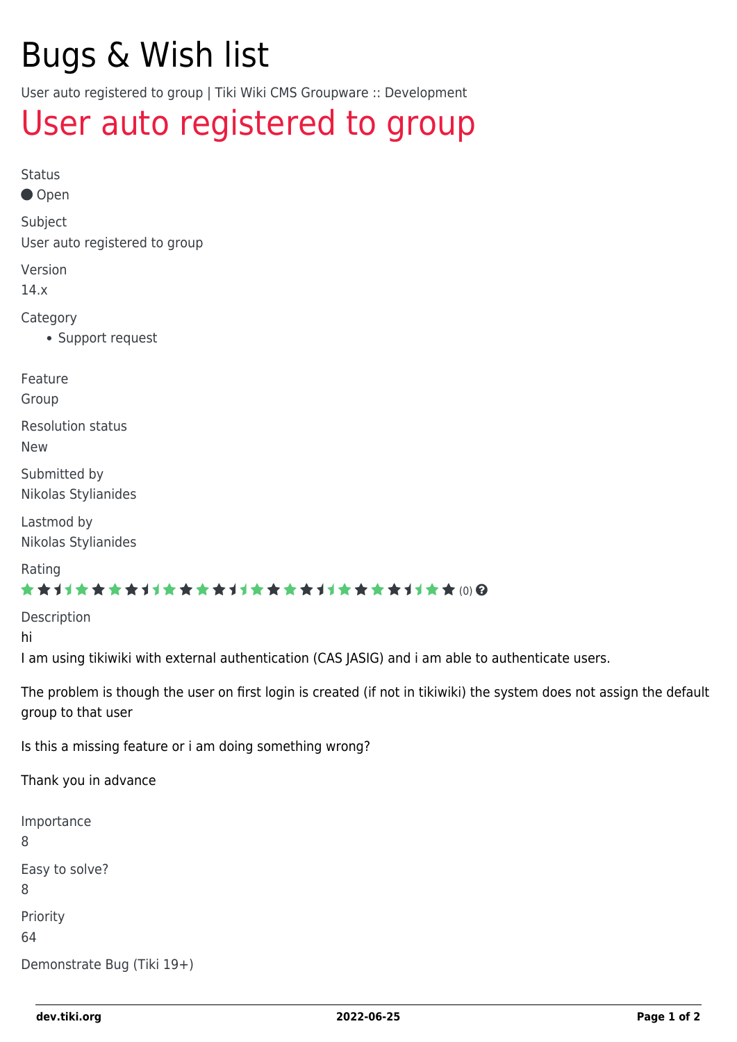# Bugs & Wish list

User auto registered to group | Tiki Wiki CMS Groupware :: Development

## User auto registered to group

Status

Open

Subject

User auto registered to group

Version

14.x

Category

- Support request

Feature

Group

Resolution status

New

Submitted by

Nikolas Stylianides

Lastmod by

Nikolas Stylianides

Rating

(0)

Description

hi

I am using tikiwiki with external authentication (CAS JASIG) and i am able to authenticate users.

The problem is though the user on first login is created (if not in tikiwiki) the system does not assign the default group to that user

Is this a missing feature or i am doing something wrong?

Thank you in advance

Importance

8

Easy to solve?

8

Priority

64

Demonstrate Bug (Tiki 19+)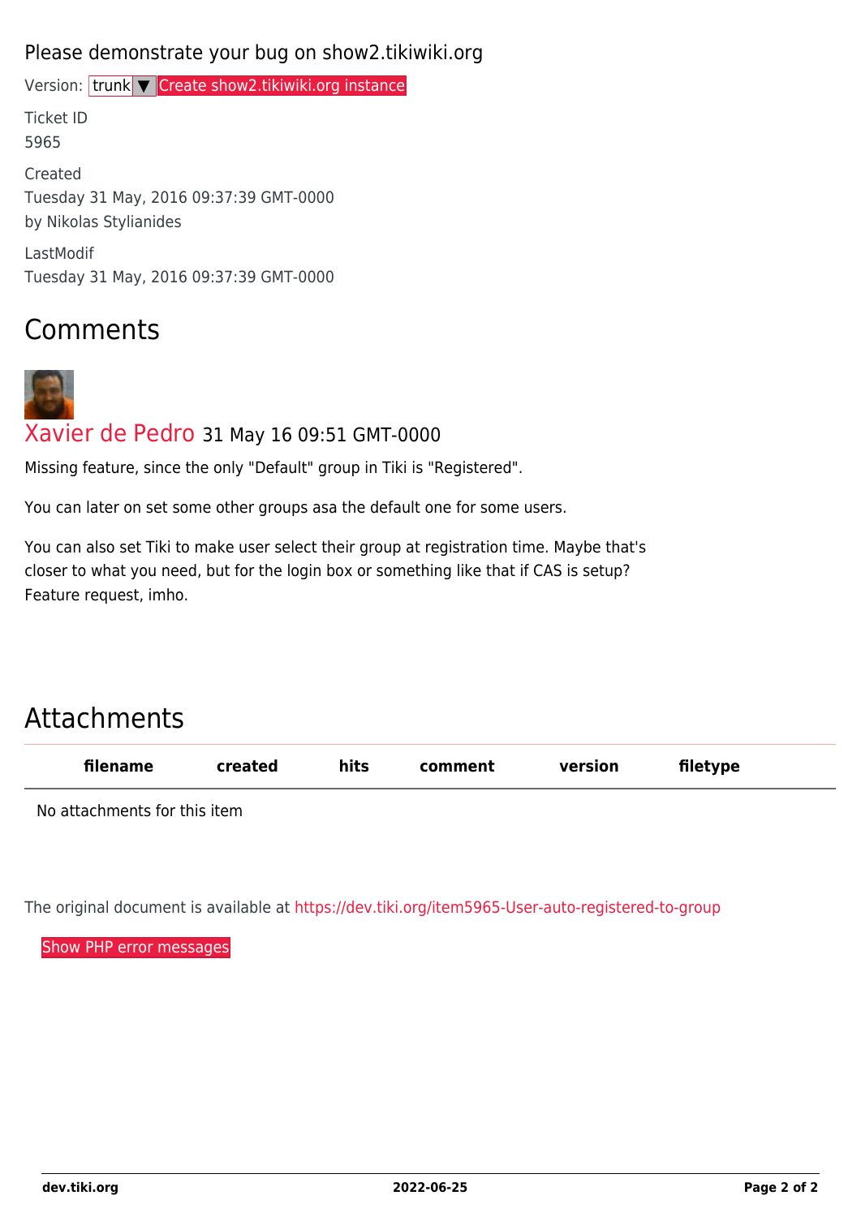Please demonstrate your bug on show2.tikiwiki.org

Version: trunk ▼ Create show2.tikiwiki.org instance

Ticket ID
5965

Created
Tuesday 31 May, 2016 09:37:39 GMT-0000
by Nikolas Stylianides

LastModif
Tuesday 31 May, 2016 09:37:39 GMT-0000

## Comments

Xavier de Pedro 31 May 16 09:51 GMT-0000

Missing feature, since the only "Default" group in Tiki is "Registered".

You can later on set some other groups asa the default one for some users.

You can also set Tiki to make user select their group at registration time. Maybe that's closer to what you need, but for the login box or something like that if CAS is setup? Feature request, imho.

## Attachments

| filename | created | hits | comment | version | filetype |
|---|---|---|---|---|---|
| No attachments for this item | | | | | |

The original document is available at https://dev.tiki.org/item5965-User-auto-registered-to-group

Show PHP error messages